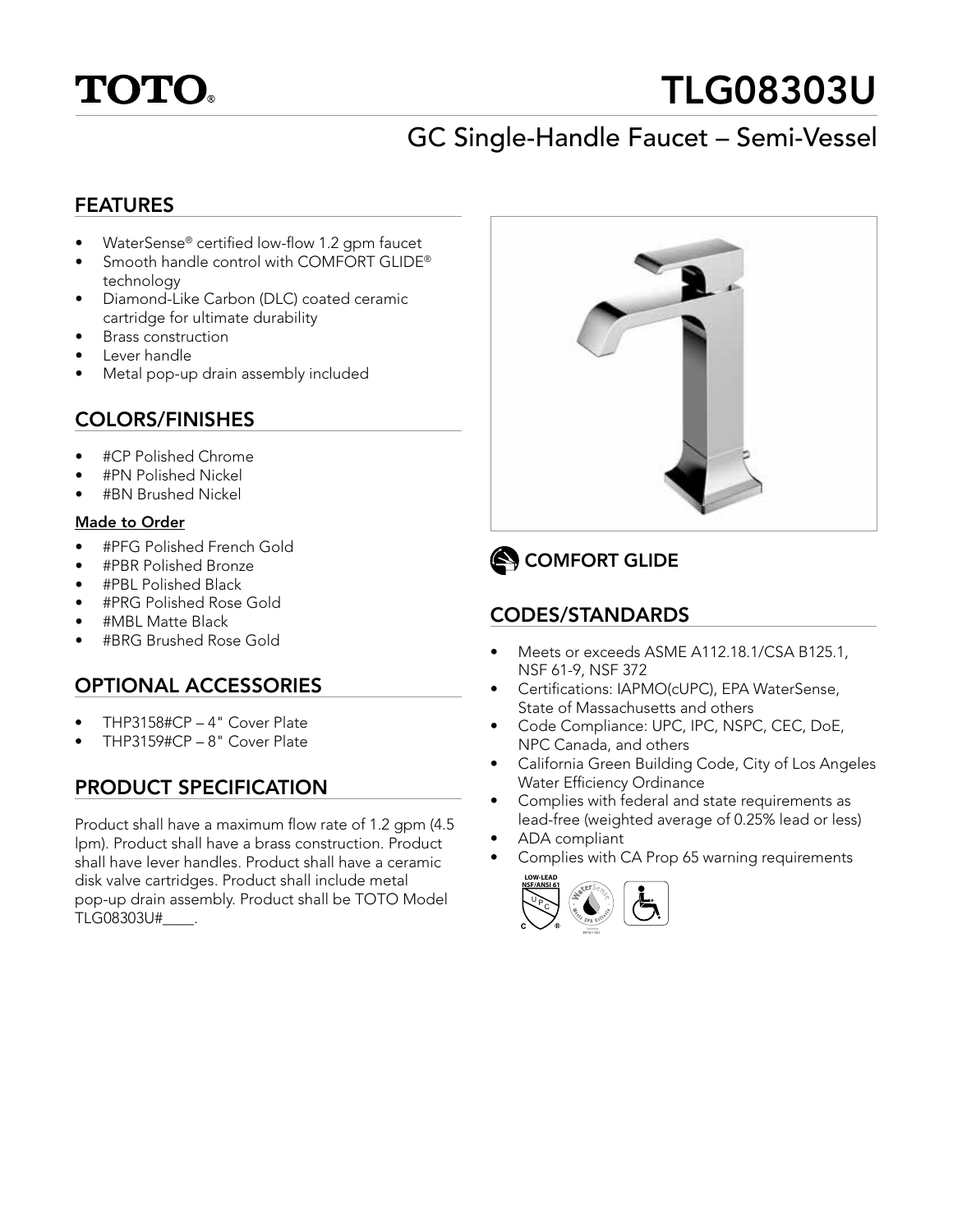TOTO®

# TLG08303U

## GC Single-Handle Faucet – Semi-Vessel

## FEATURES

- WaterSense® certified low-flow 1.2 gpm faucet
- Smooth handle control with COMFORT GLIDE® technology
- Diamond-Like Carbon (DLC) coated ceramic cartridge for ultimate durability
- Brass construction
- Lever handle
- Metal pop-up drain assembly included

## COLORS/FINISHES

- #CP Polished Chrome
- #PN Polished Nickel
- #BN Brushed Nickel

**Made to Order**

- #PFG Polished French Gold
- #PBR Polished Bronze
- #PBL Polished Black
- #PRG Polished Rose Gold
- #MBL Matte Black
- #BRG Brushed Rose Gold

## OPTIONAL ACCESSORIES

- THP3158#CP – 4" Cover Plate
- THP3159#CP – 8" Cover Plate

## PRODUCT SPECIFICATION

Product shall have a maximum flow rate of 1.2 gpm (4.5 lpm). Product shall have a brass construction. Product shall have lever handles. Product shall have a ceramic disk valve cartridges. Product shall include metal pop-up drain assembly. Product shall be TOTO Model TLG08303U#____.

COMFORT GLIDE

## CODES/STANDARDS

- Meets or exceeds ASME A112.18.1/CSA B125.1, NSF 61-9, NSF 372
- Certifications: IAPMO(cUPC), EPA WaterSense, State of Massachusetts and others
- Code Compliance: UPC, IPC, NSPC, CEC, DoE, NPC Canada, and others
- California Green Building Code, City of Los Angeles Water Efficiency Ordinance
- Complies with federal and state requirements as lead-free (weighted average of 0.25% lead or less)
- ADA compliant
- Complies with CA Prop 65 warning requirements

LOW-LEAD NSF/ANSI 61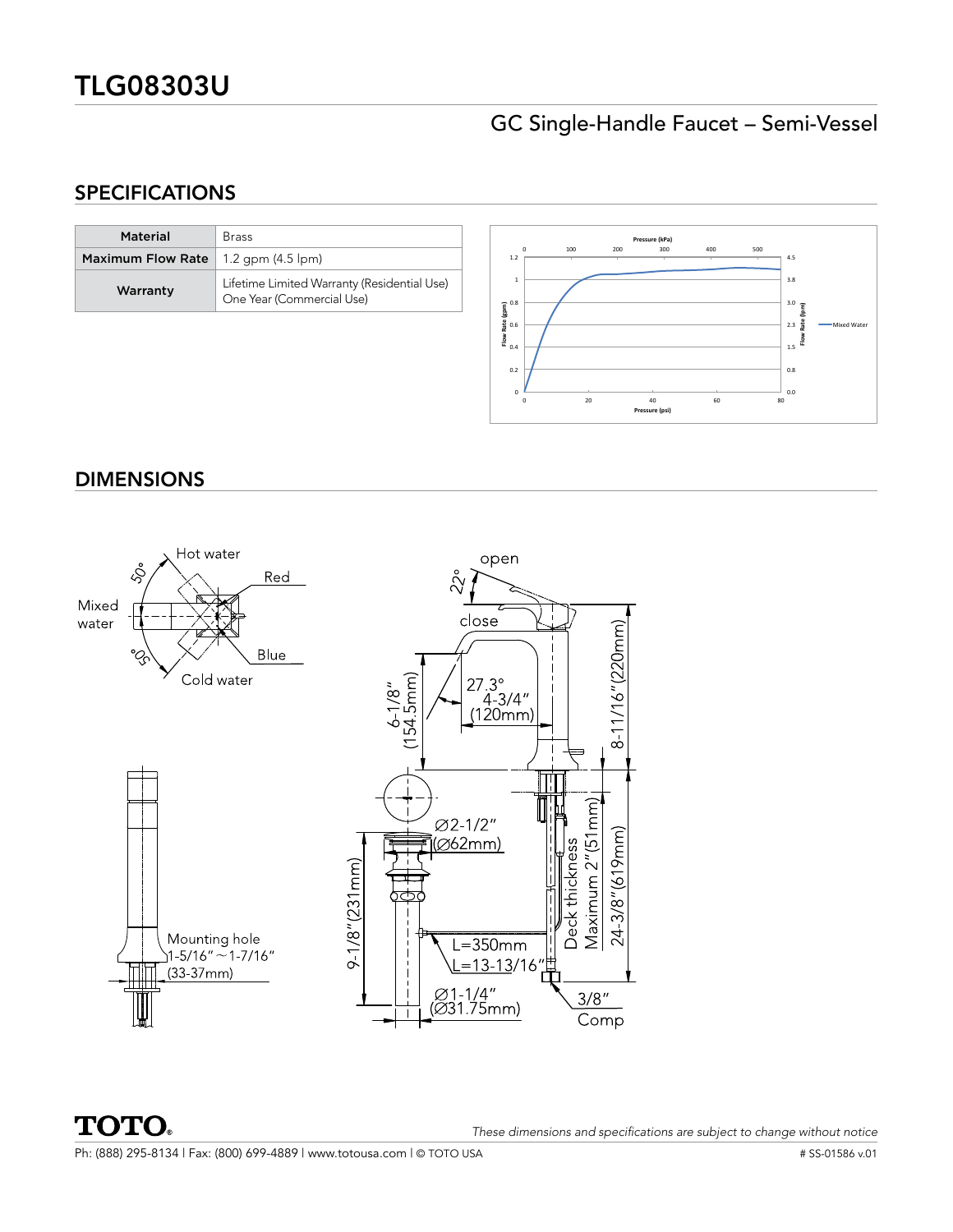# TLG08303U

## GC Single-Handle Faucet – Semi-Vessel

## SPECIFICATIONS

| | |
|---|---|
| **Material** | Brass |
| **Maximum Flow Rate** | 1.2 gpm (4.5 lpm) |
| **Warranty** | Lifetime Limited Warranty (Residential Use)<br>One Year (Commercial Use) |

Pressure (kPa)
0 100 200 300 400 500
Flow Rate (gpm)
1.2 1 0.8 0.6 0.4 0.2 0
Flow Rate (lpm)
4.5 3.8 3.0 2.3 1.5 0.8 0.0
0 20 40 60 80
Pressure (psi)
Mixed Water

## DIMENSIONS

Hot water
Red
Mixed water
50°
50°
Blue
Cold water

open
22°
close
27.3°
4-3/4" (120mm)
6-1/8" (154.5mm)
8-11/16" (220mm)
Ø2-1/2" (Ø62mm)
9-1/8" (231mm)
Deck thickness Maximum 2" (51mm)
24-3/8" (619mm)
L=350mm
L=13-13/16"
Ø1-1/4" (Ø31.75mm)
3/8" Comp

Mounting hole
1-5/16" ~ 1-7/16"
(33-37mm)

**TOTO**

*These dimensions and specifications are subject to change without notice*

Ph: (888) 295-8134 | Fax: (800) 699-4889 | www.totousa.com | © TOTO USA

# SS-01586 v.01